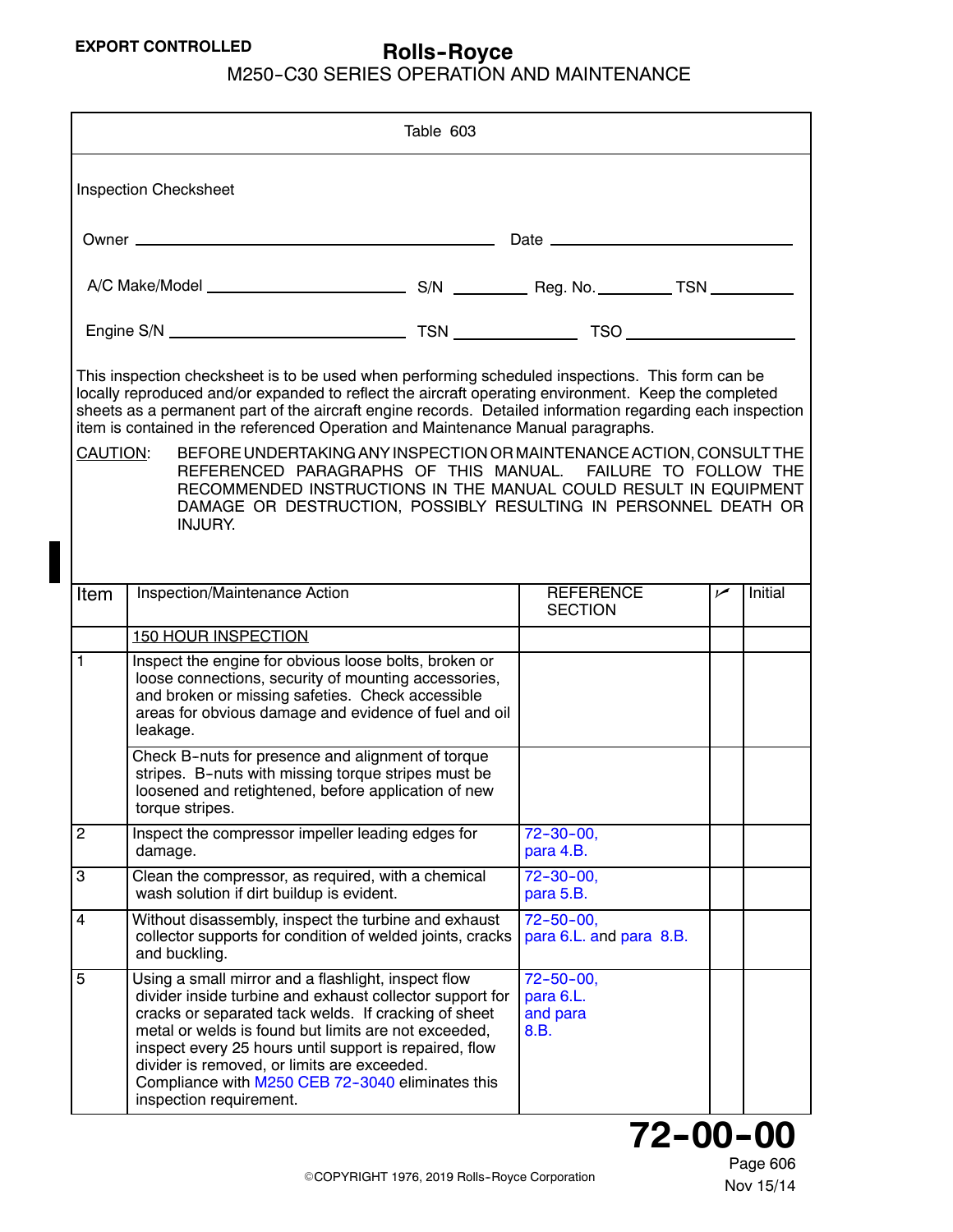EXPORT CONTROLLED

Table 603

Inspection Checksheet

Owner ______________________ Date ______________________

A/C Make/Model ______________ S/N ________ Reg. No. ________ TSN ________

Engine S/N ______________ TSN ______________ TSO ______________

This inspection checksheet is to be used when performing scheduled inspections. This form can be locally reproduced and/or expanded to reflect the aircraft operating environment. Keep the completed sheets as a permanent part of the aircraft engine records. Detailed information regarding each inspection item is contained in the referenced Operation and Maintenance Manual paragraphs.

CAUTION: BEFORE UNDERTAKING ANY INSPECTION OR MAINTENANCE ACTION, CONSULT THE REFERENCED PARAGRAPHS OF THIS MANUAL. FAILURE TO FOLLOW THE RECOMMENDED INSTRUCTIONS IN THE MANUAL COULD RESULT IN EQUIPMENT DAMAGE OR DESTRUCTION, POSSIBLY RESULTING IN PERSONNEL DEATH OR INJURY.

| Item | Inspection/Maintenance Action | REFERENCE SECTION | ✓ | Initial |
|---|---|---|---|---|
| | 150 HOUR INSPECTION | | | |
| 1 | Inspect the engine for obvious loose bolts, broken or loose connections, security of mounting accessories, and broken or missing safeties. Check accessible areas for obvious damage and evidence of fuel and oil leakage. | | | |
| | Check B-nuts for presence and alignment of torque stripes. B-nuts with missing torque stripes must be loosened and retightened, before application of new torque stripes. | | | |
| 2 | Inspect the compressor impeller leading edges for damage. | 72-30-00, para 4.B. | | |
| 3 | Clean the compressor, as required, with a chemical wash solution if dirt buildup is evident. | 72-30-00, para 5.B. | | |
| 4 | Without disassembly, inspect the turbine and exhaust collector supports for condition of welded joints, cracks and buckling. | 72-50-00, para 6.L. and para 8.B. | | |
| 5 | Using a small mirror and a flashlight, inspect flow divider inside turbine and exhaust collector support for cracks or separated tack welds. If cracking of sheet metal or welds is found but limits are not exceeded, inspect every 25 hours until support is repaired, flow divider is removed, or limits are exceeded. Compliance with M250 CEB 72-3040 eliminates this inspection requirement. | 72-50-00, para 6.L. and para 8.B. | | |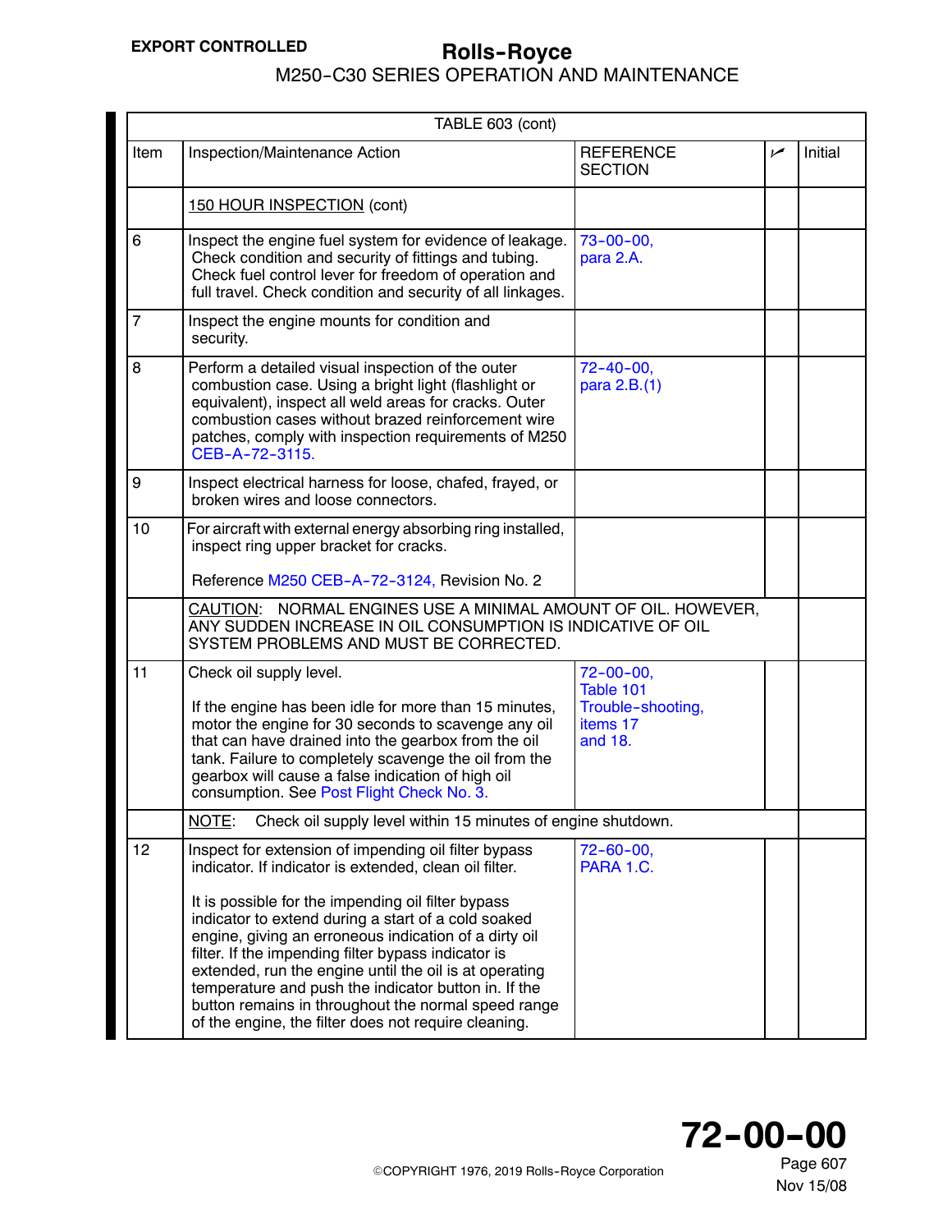| TABLE 603 (cont) | | | | |
|---|---|---|---|---|
| Item | Inspection/Maintenance Action | REFERENCE SECTION | ✓ | Initial |
| | 150 HOUR INSPECTION (cont) | | | |
| 6 | Inspect the engine fuel system for evidence of leakage. Check condition and security of fittings and tubing. Check fuel control lever for freedom of operation and full travel. Check condition and security of all linkages. | 73-00-00, para 2.A. | | |
| 7 | Inspect the engine mounts for condition and security. | | | |
| 8 | Perform a detailed visual inspection of the outer combustion case. Using a bright light (flashlight or equivalent), inspect all weld areas for cracks. Outer combustion cases without brazed reinforcement wire patches, comply with inspection requirements of M250 CEB-A-72-3115. | 72-40-00, para 2.B.(1) | | |
| 9 | Inspect electrical harness for loose, chafed, frayed, or broken wires and loose connectors. | | | |
| 10 | For aircraft with external energy absorbing ring installed, inspect ring upper bracket for cracks.<br><br>Reference M250 CEB-A-72-3124, Revision No. 2 | | | |
| | CAUTION: NORMAL ENGINES USE A MINIMAL AMOUNT OF OIL. HOWEVER, ANY SUDDEN INCREASE IN OIL CONSUMPTION IS INDICATIVE OF OIL SYSTEM PROBLEMS AND MUST BE CORRECTED. | | | |
| 11 | Check oil supply level.<br><br>If the engine has been idle for more than 15 minutes, motor the engine for 30 seconds to scavenge any oil that can have drained into the gearbox from the oil tank. Failure to completely scavenge the oil from the gearbox will cause a false indication of high oil consumption. See Post Flight Check No. 3. | 72-00-00, Table 101 Trouble-shooting, items 17 and 18. | | |
| | NOTE: Check oil supply level within 15 minutes of engine shutdown. | | | |
| 12 | Inspect for extension of impending oil filter bypass indicator. If indicator is extended, clean oil filter.<br><br>It is possible for the impending oil filter bypass indicator to extend during a start of a cold soaked engine, giving an erroneous indication of a dirty oil filter. If the impending filter bypass indicator is extended, run the engine until the oil is at operating temperature and push the indicator button in. If the button remains in throughout the normal speed range of the engine, the filter does not require cleaning. | 72-60-00, PARA 1.C. | | |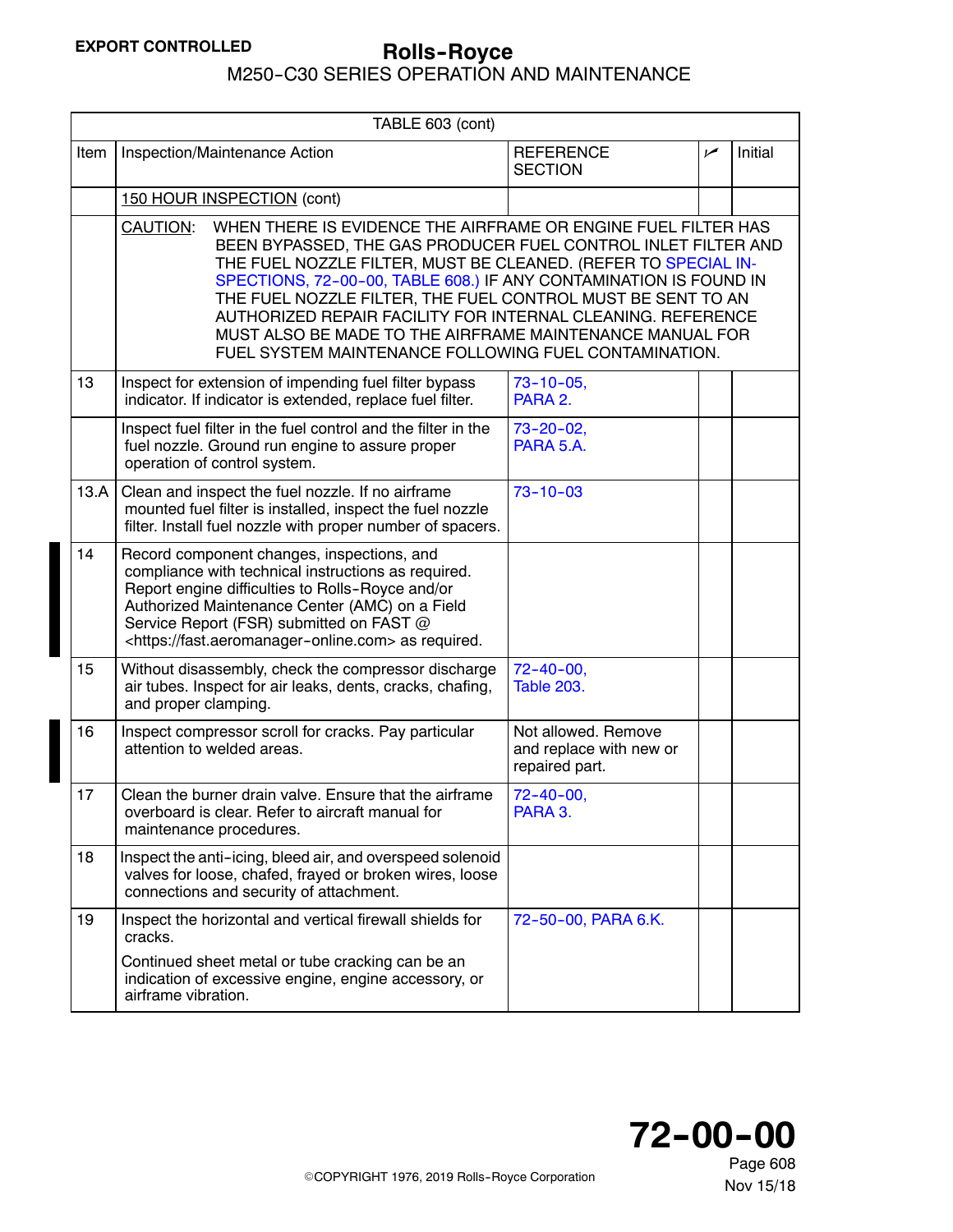| TABLE 603 (cont) | | | | |
|---|---|---|---|---|
| Item | Inspection/Maintenance Action | REFERENCE SECTION | ✓ | Initial |
| | 150 HOUR INSPECTION (cont) | | | |
| | CAUTION: WHEN THERE IS EVIDENCE THE AIRFRAME OR ENGINE FUEL FILTER HAS BEEN BYPASSED, THE GAS PRODUCER FUEL CONTROL INLET FILTER AND THE FUEL NOZZLE FILTER, MUST BE CLEANED. (REFER TO SPECIAL INSPECTIONS, 72-00-00, TABLE 608.) IF ANY CONTAMINATION IS FOUND IN THE FUEL NOZZLE FILTER, THE FUEL CONTROL MUST BE SENT TO AN AUTHORIZED REPAIR FACILITY FOR INTERNAL CLEANING. REFERENCE MUST ALSO BE MADE TO THE AIRFRAME MAINTENANCE MANUAL FOR FUEL SYSTEM MAINTENANCE FOLLOWING FUEL CONTAMINATION. | | | |
| 13 | Inspect for extension of impending fuel filter bypass indicator. If indicator is extended, replace fuel filter. | 73-10-05, PARA 2. | | |
| | Inspect fuel filter in the fuel control and the filter in the fuel nozzle. Ground run engine to assure proper operation of control system. | 73-20-02, PARA 5.A. | | |
| 13.A | Clean and inspect the fuel nozzle. If no airframe mounted fuel filter is installed, inspect the fuel nozzle filter. Install fuel nozzle with proper number of spacers. | 73-10-03 | | |
| 14 | Record component changes, inspections, and compliance with technical instructions as required. Report engine difficulties to Rolls-Royce and/or Authorized Maintenance Center (AMC) on a Field Service Report (FSR) submitted on FAST @ <https://fast.aeromanager-online.com> as required. | | | |
| 15 | Without disassembly, check the compressor discharge air tubes. Inspect for air leaks, dents, cracks, chafing, and proper clamping. | 72-40-00, Table 203. | | |
| 16 | Inspect compressor scroll for cracks. Pay particular attention to welded areas. | Not allowed. Remove and replace with new or repaired part. | | |
| 17 | Clean the burner drain valve. Ensure that the airframe overboard is clear. Refer to aircraft manual for maintenance procedures. | 72-40-00, PARA 3. | | |
| 18 | Inspect the anti-icing, bleed air, and overspeed solenoid valves for loose, chafed, frayed or broken wires, loose connections and security of attachment. | | | |
| 19 | Inspect the horizontal and vertical firewall shields for cracks.<br><br>Continued sheet metal or tube cracking can be an indication of excessive engine, engine accessory, or airframe vibration. | 72-50-00, PARA 6.K. | | |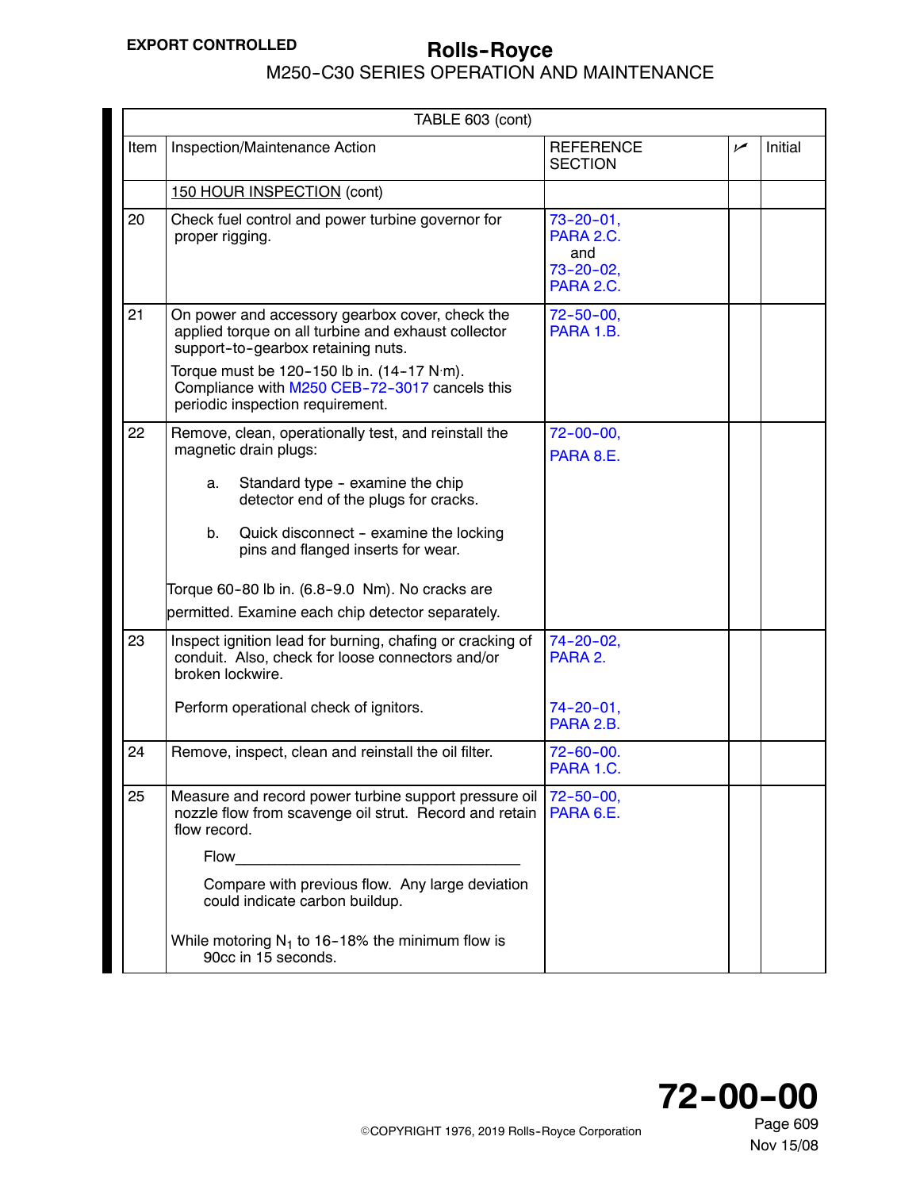TABLE 603 (cont)

| Item | Inspection/Maintenance Action | REFERENCE SECTION | ✓ | Initial |
|---|---|---|---|---|
| | 150 HOUR INSPECTION (cont) | | | |
| 20 | Check fuel control and power turbine governor for proper rigging. | 73-20-01, PARA 2.C. and 73-20-02, PARA 2.C. | | |
| 21 | On power and accessory gearbox cover, check the applied torque on all turbine and exhaust collector support-to-gearbox retaining nuts.<br><br>Torque must be 120-150 lb in. (14-17 N·m). Compliance with M250 CEB-72-3017 cancels this periodic inspection requirement. | 72-50-00, PARA 1.B. | | |
| 22 | Remove, clean, operationally test, and reinstall the magnetic drain plugs:<br><br>a. Standard type - examine the chip detector end of the plugs for cracks.<br><br>b. Quick disconnect - examine the locking pins and flanged inserts for wear.<br><br>Torque 60-80 lb in. (6.8-9.0 Nm). No cracks are permitted. Examine each chip detector separately. | 72-00-00, PARA 8.E. | | |
| 23 | Inspect ignition lead for burning, chafing or cracking of conduit. Also, check for loose connectors and/or broken lockwire.<br><br>Perform operational check of ignitors. | 74-20-02, PARA 2.<br><br>74-20-01, PARA 2.B. | | |
| 24 | Remove, inspect, clean and reinstall the oil filter. | 72-60-00. PARA 1.C. | | |
| 25 | Measure and record power turbine support pressure oil nozzle flow from scavenge oil strut. Record and retain flow record.<br><br>Flow________________________________<br><br>Compare with previous flow. Any large deviation could indicate carbon buildup.<br><br>While motoring $N_1$ to 16-18% the minimum flow is 90cc in 15 seconds. | 72-50-00, PARA 6.E. | | |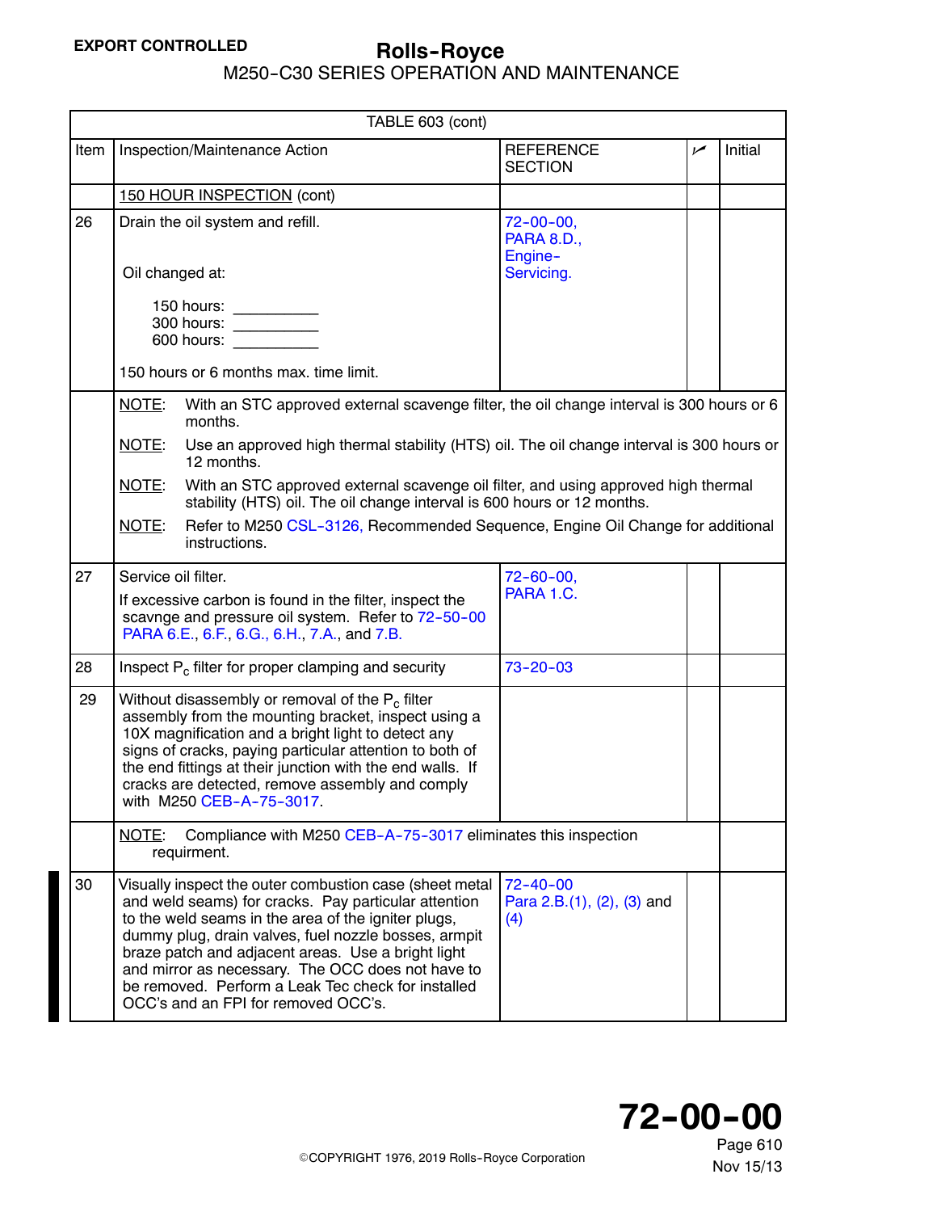| TABLE 603 (cont) | | | | |
|---|---|---|---|---|
| Item | Inspection/Maintenance Action | REFERENCE SECTION | ✓ | Initial |
| | 150 HOUR INSPECTION (cont) | | | |
| 26 | Drain the oil system and refill.<br><br>Oil changed at:<br><br>150 hours: __________<br>300 hours: __________<br>600 hours: __________<br><br>150 hours or 6 months max. time limit. | 72-00-00, PARA 8.D., Engine-Servicing. | | |
| | NOTE: With an STC approved external scavenge filter, the oil change interval is 300 hours or 6 months.<br>NOTE: Use an approved high thermal stability (HTS) oil. The oil change interval is 300 hours or 12 months.<br>NOTE: With an STC approved external scavenge oil filter, and using approved high thermal stability (HTS) oil. The oil change interval is 600 hours or 12 months.<br>NOTE: Refer to M250 CSL-3126, Recommended Sequence, Engine Oil Change for additional instructions. | | | |
| 27 | Service oil filter.<br>If excessive carbon is found in the filter, inspect the scavnge and pressure oil system. Refer to 72-50-00 PARA 6.E., 6.F., 6.G., 6.H., 7.A., and 7.B. | 72-60-00, PARA 1.C. | | |
| 28 | Inspect $P_c$ filter for proper clamping and security | 73-20-03 | | |
| 29 | Without disassembly or removal of the $P_c$ filter assembly from the mounting bracket, inspect using a 10X magnification and a bright light to detect any signs of cracks, paying particular attention to both of the end fittings at their junction with the end walls. If cracks are detected, remove assembly and comply with M250 CEB-A-75-3017. | | | |
| | NOTE: Compliance with M250 CEB-A-75-3017 eliminates this inspection requirment. | | | |
| 30 | Visually inspect the outer combustion case (sheet metal and weld seams) for cracks. Pay particular attention to the weld seams in the area of the igniter plugs, dummy plug, drain valves, fuel nozzle bosses, armpit braze patch and adjacent areas. Use a bright light and mirror as necessary. The OCC does not have to be removed. Perform a Leak Tec check for installed OCC's and an FPI for removed OCC's. | 72-40-00 Para 2.B.(1), (2), (3) and (4) | | |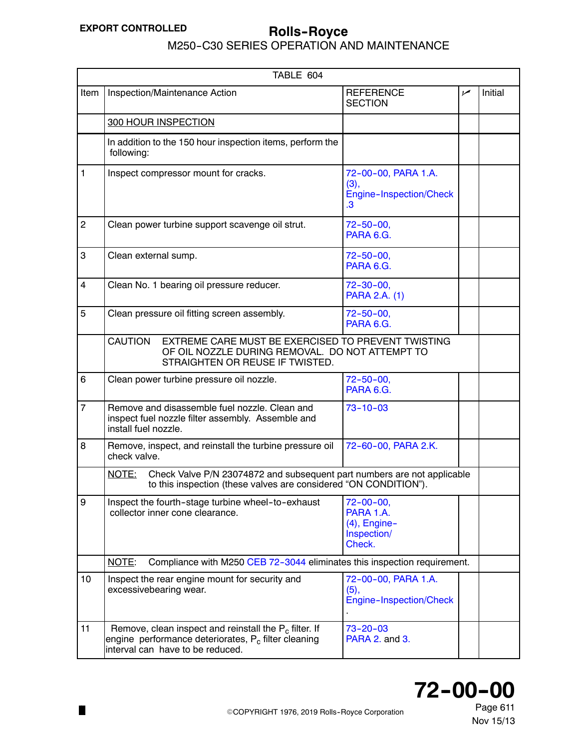| TABLE 604 | | | | |
|---|---|---|---|---|
| Item | Inspection/Maintenance Action | REFERENCE SECTION | ✓ | Initial |
| | 300 HOUR INSPECTION | | | |
| | In addition to the 150 hour inspection items, perform the following: | | | |
| 1 | Inspect compressor mount for cracks. | 72-00-00, PARA 1.A. (3), Engine-Inspection/Check .3 | | |
| 2 | Clean power turbine support scavenge oil strut. | 72-50-00, PARA 6.G. | | |
| 3 | Clean external sump. | 72-50-00, PARA 6.G. | | |
| 4 | Clean No. 1 bearing oil pressure reducer. | 72-30-00, PARA 2.A. (1) | | |
| 5 | Clean pressure oil fitting screen assembly. | 72-50-00, PARA 6.G. | | |
| | CAUTION EXTREME CARE MUST BE EXERCISED TO PREVENT TWISTING OF OIL NOZZLE DURING REMOVAL. DO NOT ATTEMPT TO STRAIGHTEN OR REUSE IF TWISTED. | | | |
| 6 | Clean power turbine pressure oil nozzle. | 72-50-00, PARA 6.G. | | |
| 7 | Remove and disassemble fuel nozzle. Clean and inspect fuel nozzle filter assembly. Assemble and install fuel nozzle. | 73-10-03 | | |
| 8 | Remove, inspect, and reinstall the turbine pressure oil check valve. | 72-60-00, PARA 2.K. | | |
| | NOTE: Check Valve P/N 23074872 and subsequent part numbers are not applicable to this inspection (these valves are considered “ON CONDITION”). | | | |
| 9 | Inspect the fourth-stage turbine wheel-to-exhaust collector inner cone clearance. | 72-00-00, PARA 1.A. (4), Engine-Inspection/Check. | | |
| | NOTE: Compliance with M250 CEB 72-3044 eliminates this inspection requirement. | | | |
| 10 | Inspect the rear engine mount for security and excessivebearing wear. | 72-00-00, PARA 1.A. (5), Engine-Inspection/Check . | | |
| 11 | Remove, clean inspect and reinstall the $P_c$ filter. If engine performance deteriorates, $P_c$ filter cleaning interval can have to be reduced. | 73-20-03 PARA 2. and 3. | | |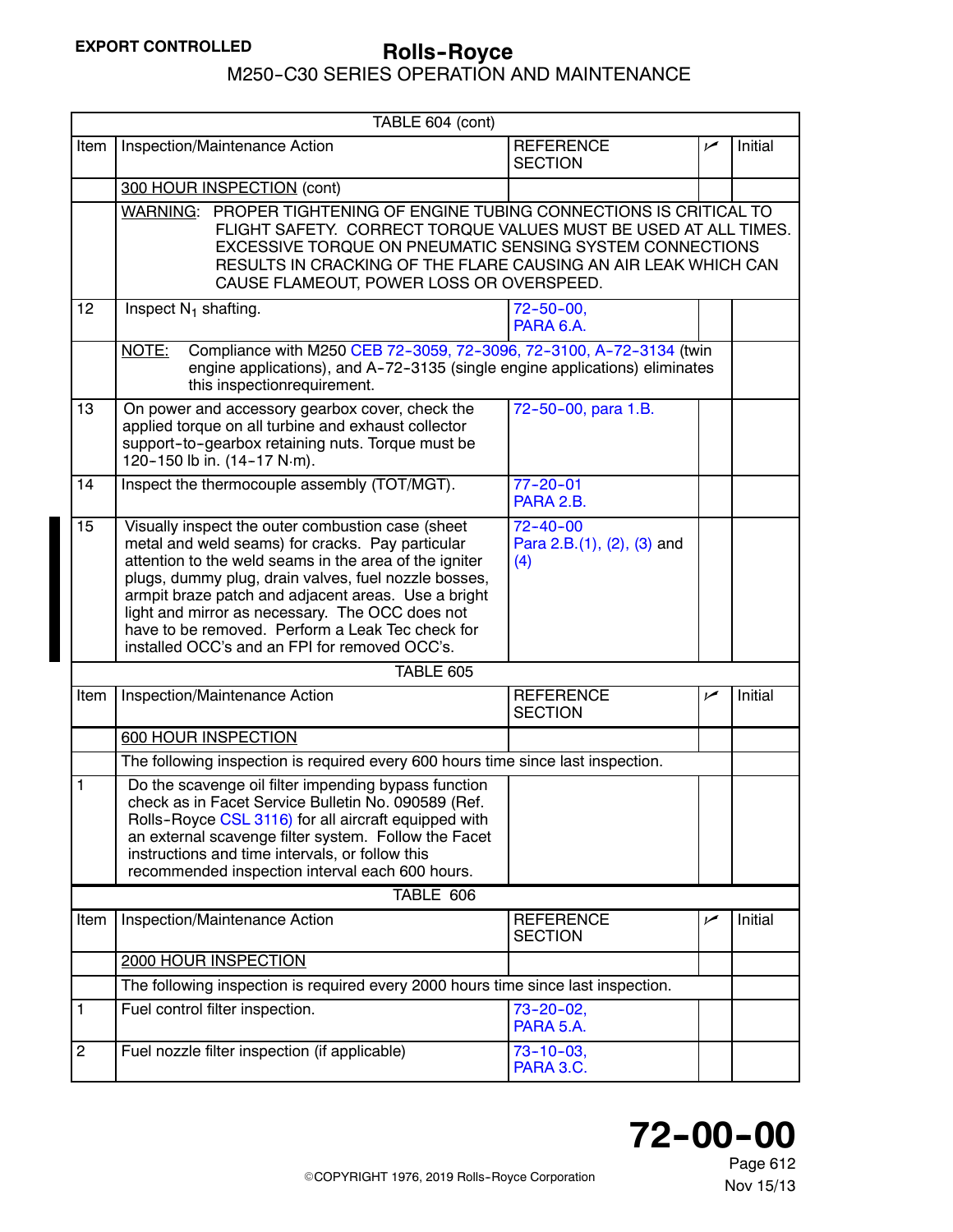| TABLE 604 (cont) | | | | |
|---|---|---|---|---|
| Item | Inspection/Maintenance Action | REFERENCE SECTION | ✓ | Initial |
| | 300 HOUR INSPECTION (cont) | | | |
| | WARNING: PROPER TIGHTENING OF ENGINE TUBING CONNECTIONS IS CRITICAL TO FLIGHT SAFETY. CORRECT TORQUE VALUES MUST BE USED AT ALL TIMES. EXCESSIVE TORQUE ON PNEUMATIC SENSING SYSTEM CONNECTIONS RESULTS IN CRACKING OF THE FLARE CAUSING AN AIR LEAK WHICH CAN CAUSE FLAMEOUT, POWER LOSS OR OVERSPEED. | | | |
| 12 | Inspect $N_1$ shafting. | 72-50-00, PARA 6.A. | | |
| | NOTE: Compliance with M250 CEB 72-3059, 72-3096, 72-3100, A-72-3134 (twin engine applications), and A-72-3135 (single engine applications) eliminates this inspectionrequirement. | | | |
| 13 | On power and accessory gearbox cover, check the applied torque on all turbine and exhaust collector support-to-gearbox retaining nuts. Torque must be 120-150 lb in. (14-17 N·m). | 72-50-00, para 1.B. | | |
| 14 | Inspect the thermocouple assembly (TOT/MGT). | 77-20-01 PARA 2.B. | | |
| 15 | Visually inspect the outer combustion case (sheet metal and weld seams) for cracks. Pay particular attention to the weld seams in the area of the igniter plugs, dummy plug, drain valves, fuel nozzle bosses, armpit braze patch and adjacent areas. Use a bright light and mirror as necessary. The OCC does not have to be removed. Perform a Leak Tec check for installed OCC's and an FPI for removed OCC's. | 72-40-00 Para 2.B.(1), (2), (3) and (4) | | |

| TABLE 605 | | | | |
|---|---|---|---|---|
| Item | Inspection/Maintenance Action | REFERENCE SECTION | ✓ | Initial |
| | 600 HOUR INSPECTION | | | |
| | The following inspection is required every 600 hours time since last inspection. | | | |
| 1 | Do the scavenge oil filter impending bypass function check as in Facet Service Bulletin No. 090589 (Ref. Rolls-Royce CSL 3116) for all aircraft equipped with an external scavenge filter system. Follow the Facet instructions and time intervals, or follow this recommended inspection interval each 600 hours. | | | |

| TABLE 606 | | | | |
|---|---|---|---|---|
| Item | Inspection/Maintenance Action | REFERENCE SECTION | ✓ | Initial |
| | 2000 HOUR INSPECTION | | | |
| | The following inspection is required every 2000 hours time since last inspection. | | | |
| 1 | Fuel control filter inspection. | 73-20-02, PARA 5.A. | | |
| 2 | Fuel nozzle filter inspection (if applicable) | 73-10-03, PARA 3.C. | | |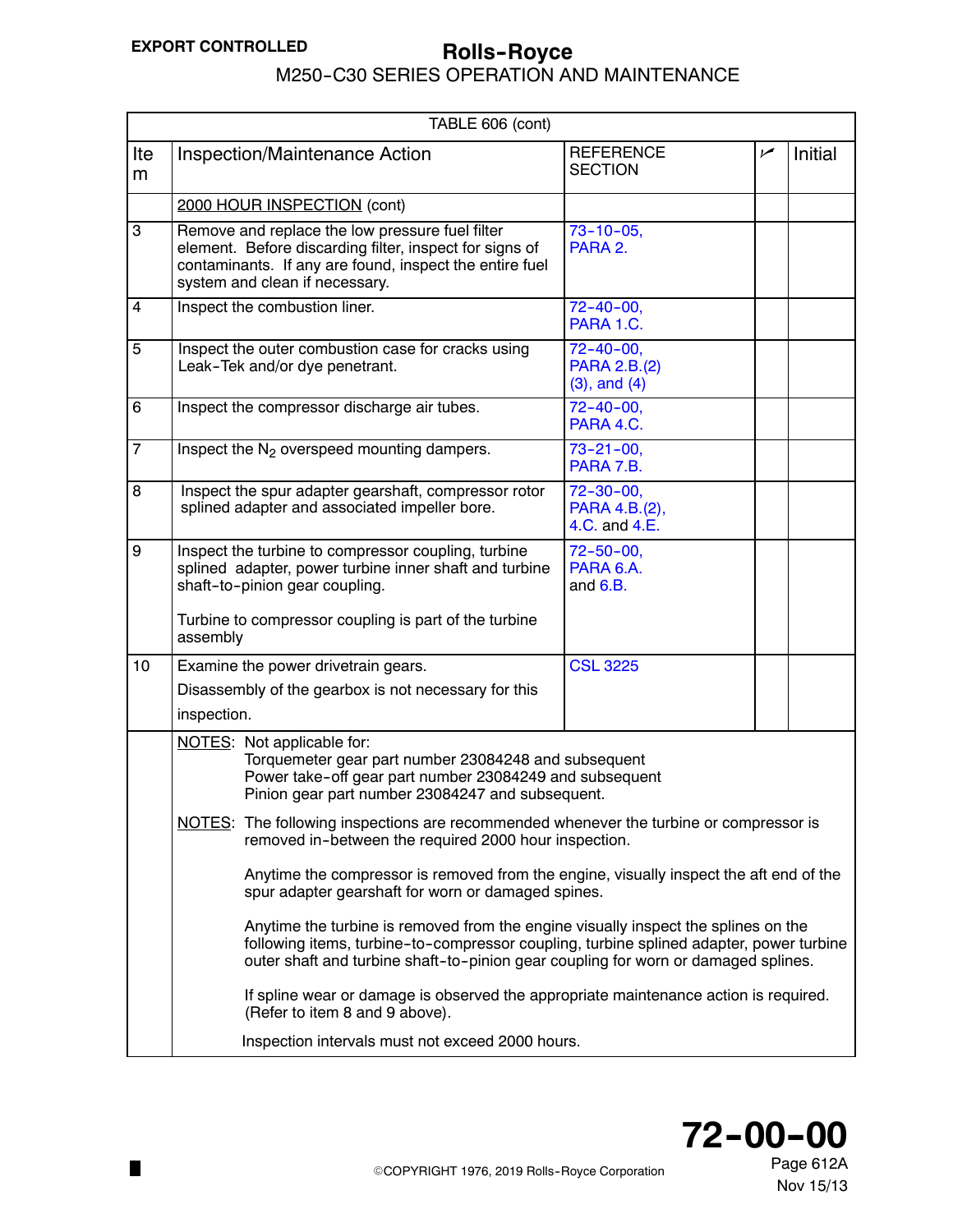**EXPORT CONTROLLED**

**Rolls-Royce**
M250-C30 SERIES OPERATION AND MAINTENANCE

TABLE 606 (cont)

| Item | Inspection/Maintenance Action | REFERENCE SECTION | ✓ | Initial |
|---|---|---|---|---|
| | 2000 HOUR INSPECTION (cont) | | | |
| 3 | Remove and replace the low pressure fuel filter element. Before discarding filter, inspect for signs of contaminants. If any are found, inspect the entire fuel system and clean if necessary. | 73-10-05, PARA 2. | | |
| 4 | Inspect the combustion liner. | 72-40-00, PARA 1.C. | | |
| 5 | Inspect the outer combustion case for cracks using Leak-Tek and/or dye penetrant. | 72-40-00, PARA 2.B.(2) (3), and (4) | | |
| 6 | Inspect the compressor discharge air tubes. | 72-40-00, PARA 4.C. | | |
| 7 | Inspect the $N_2$ overspeed mounting dampers. | 73-21-00, PARA 7.B. | | |
| 8 | Inspect the spur adapter gearshaft, compressor rotor splined adapter and associated impeller bore. | 72-30-00, PARA 4.B.(2), 4.C. and 4.E. | | |
| 9 | Inspect the turbine to compressor coupling, turbine splined adapter, power turbine inner shaft and turbine shaft-to-pinion gear coupling.<br><br>Turbine to compressor coupling is part of the turbine assembly | 72-50-00, PARA 6.A. and 6.B. | | |
| 10 | Examine the power drivetrain gears.<br>Disassembly of the gearbox is not necessary for this inspection. | CSL 3225 | | |

NOTES: Not applicable for:
Torquemeter gear part number 23084248 and subsequent
Power take-off gear part number 23084249 and subsequent
Pinion gear part number 23084247 and subsequent.

NOTES: The following inspections are recommended whenever the turbine or compressor is removed in-between the required 2000 hour inspection.

Anytime the compressor is removed from the engine, visually inspect the aft end of the spur adapter gearshaft for worn or damaged spines.

Anytime the turbine is removed from the engine visually inspect the splines on the following items, turbine-to-compressor coupling, turbine splined adapter, power turbine outer shaft and turbine shaft-to-pinion gear coupling for worn or damaged splines.

If spline wear or damage is observed the appropriate maintenance action is required. (Refer to item 8 and 9 above).

Inspection intervals must not exceed 2000 hours.

©COPYRIGHT 1976, 2019 Rolls-Royce Corporation

**72-00-00**
Page 612A
Nov 15/13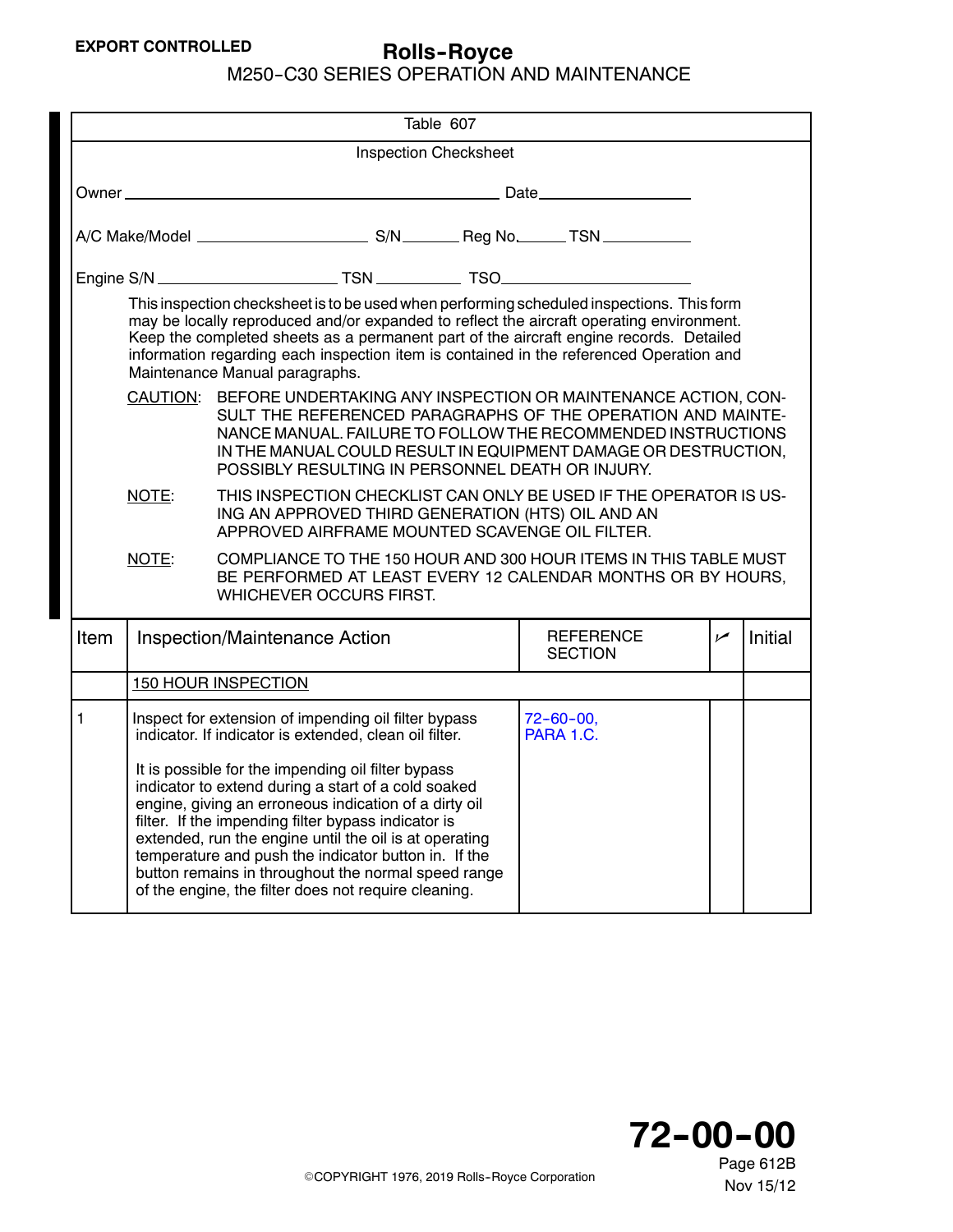Table 607

Inspection Checksheet

Owner ____________________________________________ Date __________________

A/C Make/Model ____________________ S/N _______ Reg No. ______ TSN ___________

Engine S/N ____________________ TSN __________ TSO ______________________

This inspection checksheet is to be used when performing scheduled inspections. This form may be locally reproduced and/or expanded to reflect the aircraft operating environment. Keep the completed sheets as a permanent part of the aircraft engine records. Detailed information regarding each inspection item is contained in the referenced Operation and Maintenance Manual paragraphs.

CAUTION: BEFORE UNDERTAKING ANY INSPECTION OR MAINTENANCE ACTION, CONSULT THE REFERENCED PARAGRAPHS OF THE OPERATION AND MAINTENANCE MANUAL. FAILURE TO FOLLOW THE RECOMMENDED INSTRUCTIONS IN THE MANUAL COULD RESULT IN EQUIPMENT DAMAGE OR DESTRUCTION, POSSIBLY RESULTING IN PERSONNEL DEATH OR INJURY.

NOTE: THIS INSPECTION CHECKLIST CAN ONLY BE USED IF THE OPERATOR IS USING AN APPROVED THIRD GENERATION (HTS) OIL AND AN APPROVED AIRFRAME MOUNTED SCAVENGE OIL FILTER.

NOTE: COMPLIANCE TO THE 150 HOUR AND 300 HOUR ITEMS IN THIS TABLE MUST BE PERFORMED AT LEAST EVERY 12 CALENDAR MONTHS OR BY HOURS, WHICHEVER OCCURS FIRST.

| Item | Inspection/Maintenance Action | REFERENCE SECTION | ✓ | Initial |
|---|---|---|---|---|
| | 150 HOUR INSPECTION | | | |
| 1 | Inspect for extension of impending oil filter bypass indicator. If indicator is extended, clean oil filter.<br><br>It is possible for the impending oil filter bypass indicator to extend during a start of a cold soaked engine, giving an erroneous indication of a dirty oil filter. If the impending filter bypass indicator is extended, run the engine until the oil is at operating temperature and push the indicator button in. If the button remains in throughout the normal speed range of the engine, the filter does not require cleaning. | 72-60-00, PARA 1.C. | | |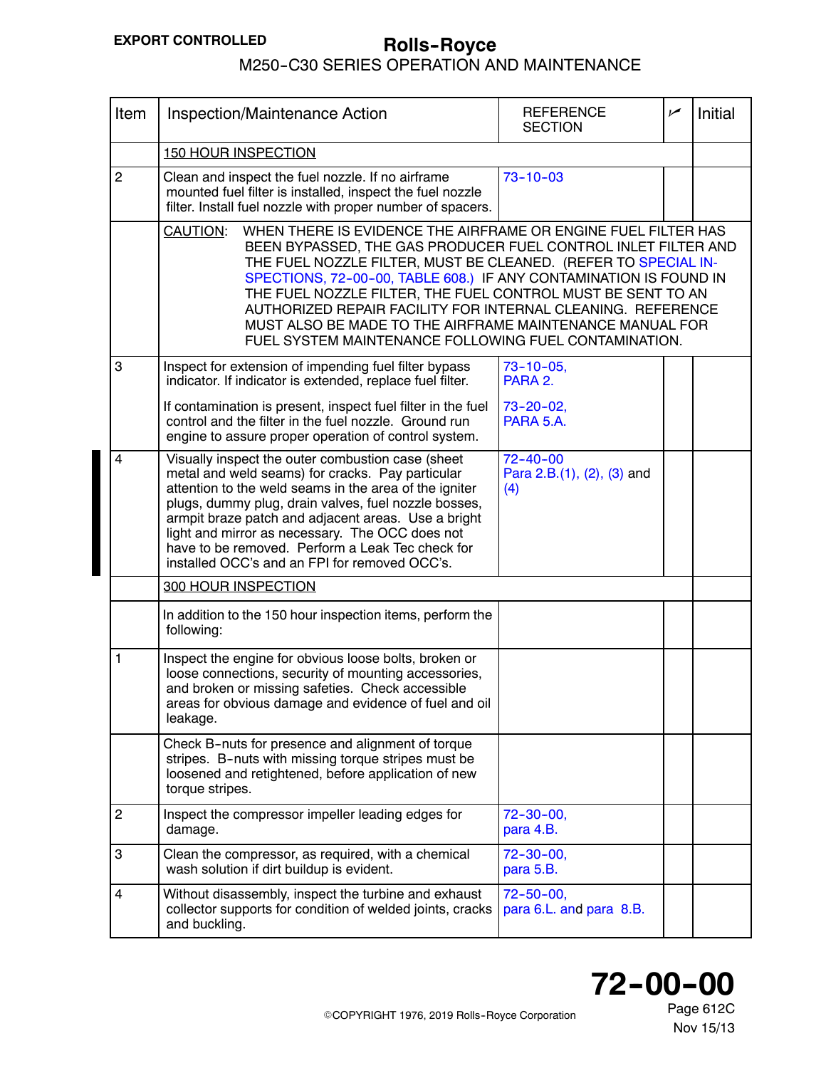EXPORT CONTROLLED

| Item | Inspection/Maintenance Action | REFERENCE SECTION | ✓ | Initial |
|---|---|---|---|---|
| | 150 HOUR INSPECTION | | | |
| 2 | Clean and inspect the fuel nozzle. If no airframe mounted fuel filter is installed, inspect the fuel nozzle filter. Install fuel nozzle with proper number of spacers. | 73-10-03 | | |
| | CAUTION: WHEN THERE IS EVIDENCE THE AIRFRAME OR ENGINE FUEL FILTER HAS BEEN BYPASSED, THE GAS PRODUCER FUEL CONTROL INLET FILTER AND THE FUEL NOZZLE FILTER, MUST BE CLEANED. (REFER TO SPECIAL INSPECTIONS, 72-00-00, TABLE 608.) IF ANY CONTAMINATION IS FOUND IN THE FUEL NOZZLE FILTER, THE FUEL CONTROL MUST BE SENT TO AN AUTHORIZED REPAIR FACILITY FOR INTERNAL CLEANING. REFERENCE MUST ALSO BE MADE TO THE AIRFRAME MAINTENANCE MANUAL FOR FUEL SYSTEM MAINTENANCE FOLLOWING FUEL CONTAMINATION. | | | |
| 3 | Inspect for extension of impending fuel filter bypass indicator. If indicator is extended, replace fuel filter.<br><br>If contamination is present, inspect fuel filter in the fuel control and the filter in the fuel nozzle. Ground run engine to assure proper operation of control system. | 73-10-05, PARA 2.<br><br>73-20-02, PARA 5.A. | | |
| 4 | Visually inspect the outer combustion case (sheet metal and weld seams) for cracks. Pay particular attention to the weld seams in the area of the igniter plugs, dummy plug, drain valves, fuel nozzle bosses, armpit braze patch and adjacent areas. Use a bright light and mirror as necessary. The OCC does not have to be removed. Perform a Leak Tec check for installed OCC's and an FPI for removed OCC's. | 72-40-00 Para 2.B.(1), (2), (3) and (4) | | |
| | 300 HOUR INSPECTION | | | |
| | In addition to the 150 hour inspection items, perform the following: | | | |
| 1 | Inspect the engine for obvious loose bolts, broken or loose connections, security of mounting accessories, and broken or missing safeties. Check accessible areas for obvious damage and evidence of fuel and oil leakage. | | | |
| | Check B-nuts for presence and alignment of torque stripes. B-nuts with missing torque stripes must be loosened and retightened, before application of new torque stripes. | | | |
| 2 | Inspect the compressor impeller leading edges for damage. | 72-30-00, para 4.B. | | |
| 3 | Clean the compressor, as required, with a chemical wash solution if dirt buildup is evident. | 72-30-00, para 5.B. | | |
| 4 | Without disassembly, inspect the turbine and exhaust collector supports for condition of welded joints, cracks and buckling. | 72-50-00, para 6.L. and para 8.B. | | |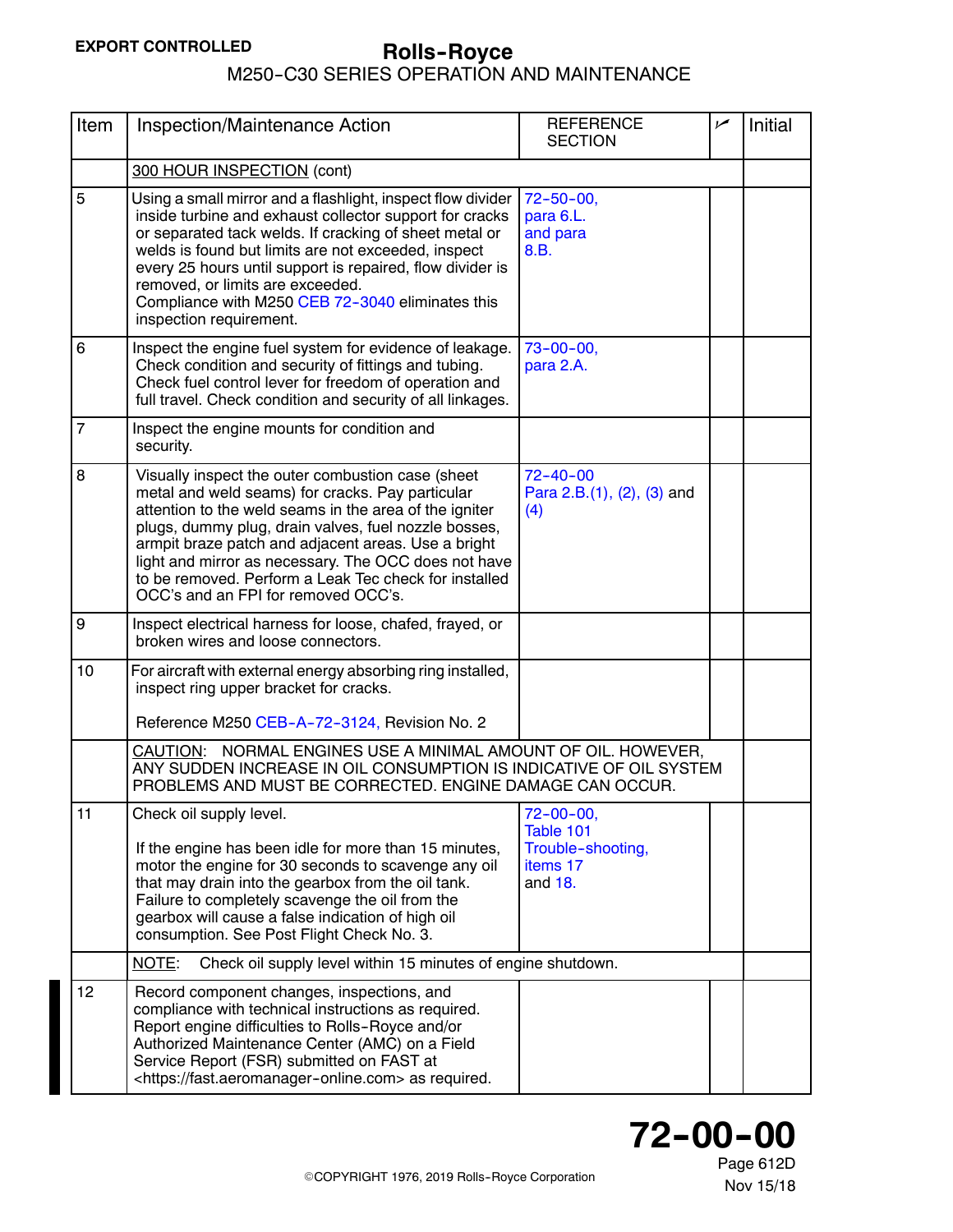| Item | Inspection/Maintenance Action | REFERENCE SECTION | ✓ | Initial |
|---|---|---|---|---|
| | 300 HOUR INSPECTION (cont) | | | |
| 5 | Using a small mirror and a flashlight, inspect flow divider inside turbine and exhaust collector support for cracks or separated tack welds. If cracking of sheet metal or welds is found but limits are not exceeded, inspect every 25 hours until support is repaired, flow divider is removed, or limits are exceeded. Compliance with M250 CEB 72-3040 eliminates this inspection requirement. | 72-50-00, para 6.L. and para 8.B. | | |
| 6 | Inspect the engine fuel system for evidence of leakage. Check condition and security of fittings and tubing. Check fuel control lever for freedom of operation and full travel. Check condition and security of all linkages. | 73-00-00, para 2.A. | | |
| 7 | Inspect the engine mounts for condition and security. | | | |
| 8 | Visually inspect the outer combustion case (sheet metal and weld seams) for cracks. Pay particular attention to the weld seams in the area of the igniter plugs, dummy plug, drain valves, fuel nozzle bosses, armpit braze patch and adjacent areas. Use a bright light and mirror as necessary. The OCC does not have to be removed. Perform a Leak Tec check for installed OCC's and an FPI for removed OCC's. | 72-40-00 Para 2.B.(1), (2), (3) and (4) | | |
| 9 | Inspect electrical harness for loose, chafed, frayed, or broken wires and loose connectors. | | | |
| 10 | For aircraft with external energy absorbing ring installed, inspect ring upper bracket for cracks.<br><br>Reference M250 CEB-A-72-3124, Revision No. 2 | | | |
| | CAUTION: NORMAL ENGINES USE A MINIMAL AMOUNT OF OIL. HOWEVER, ANY SUDDEN INCREASE IN OIL CONSUMPTION IS INDICATIVE OF OIL SYSTEM PROBLEMS AND MUST BE CORRECTED. ENGINE DAMAGE CAN OCCUR. | | | |
| 11 | Check oil supply level.<br><br>If the engine has been idle for more than 15 minutes, motor the engine for 30 seconds to scavenge any oil that may drain into the gearbox from the oil tank. Failure to completely scavenge the oil from the gearbox will cause a false indication of high oil consumption. See Post Flight Check No. 3. | 72-00-00, Table 101 Trouble-shooting, items 17 and 18. | | |
| | NOTE: Check oil supply level within 15 minutes of engine shutdown. | | | |
| 12 | Record component changes, inspections, and compliance with technical instructions as required. Report engine difficulties to Rolls-Royce and/or Authorized Maintenance Center (AMC) on a Field Service Report (FSR) submitted on FAST at <https://fast.aeromanager-online.com> as required. | | | |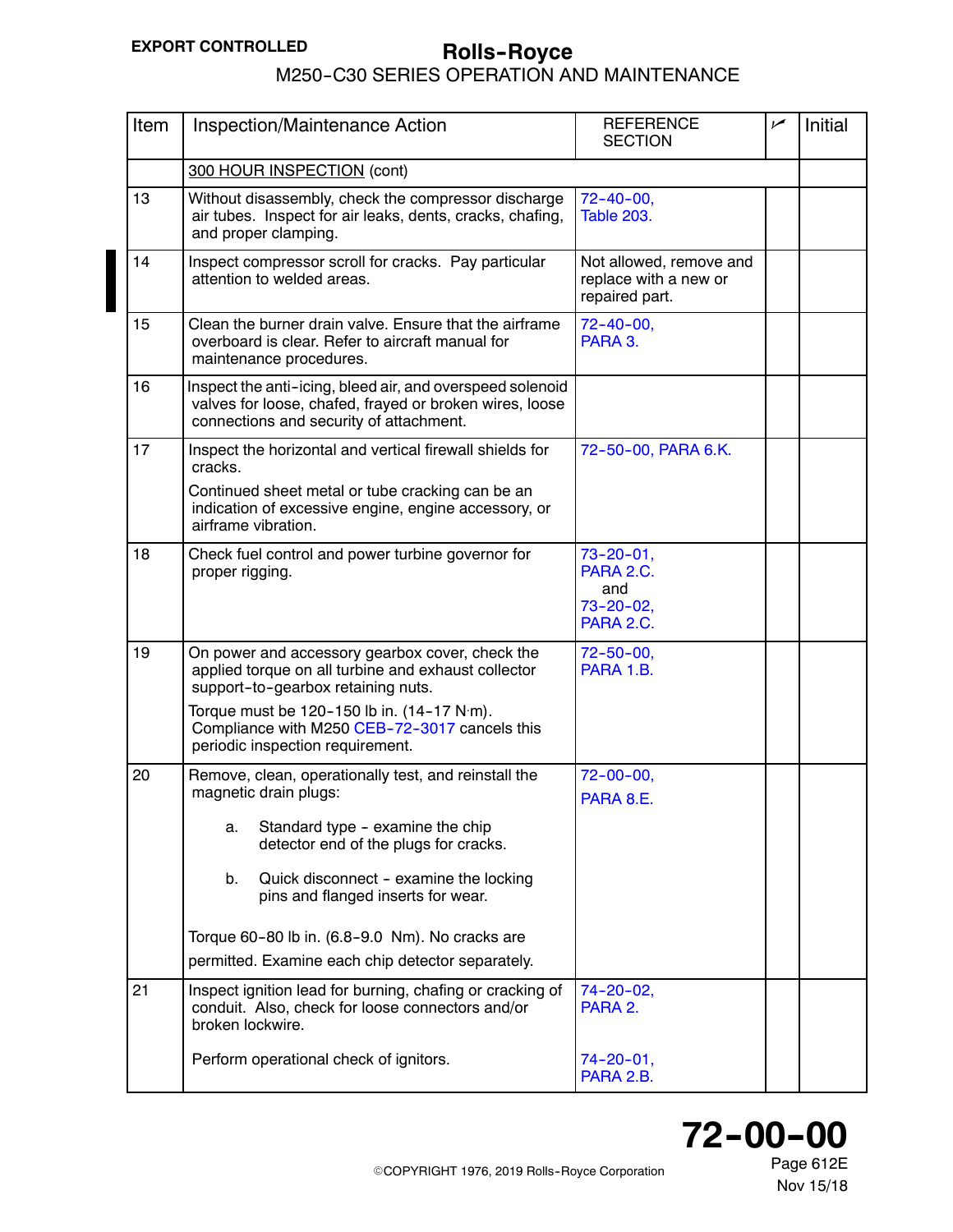| Item | Inspection/Maintenance Action | REFERENCE SECTION | ✓ | Initial |
|---|---|---|---|---|
| | 300 HOUR INSPECTION (cont) | | | |
| 13 | Without disassembly, check the compressor discharge air tubes. Inspect for air leaks, dents, cracks, chafing, and proper clamping. | 72-40-00, Table 203. | | |
| 14 | Inspect compressor scroll for cracks. Pay particular attention to welded areas. | Not allowed, remove and replace with a new or repaired part. | | |
| 15 | Clean the burner drain valve. Ensure that the airframe overboard is clear. Refer to aircraft manual for maintenance procedures. | 72-40-00, PARA 3. | | |
| 16 | Inspect the anti-icing, bleed air, and overspeed solenoid valves for loose, chafed, frayed or broken wires, loose connections and security of attachment. | | | |
| 17 | Inspect the horizontal and vertical firewall shields for cracks.<br>Continued sheet metal or tube cracking can be an indication of excessive engine, engine accessory, or airframe vibration. | 72-50-00, PARA 6.K. | | |
| 18 | Check fuel control and power turbine governor for proper rigging. | 73-20-01, PARA 2.C. and 73-20-02, PARA 2.C. | | |
| 19 | On power and accessory gearbox cover, check the applied torque on all turbine and exhaust collector support-to-gearbox retaining nuts.<br>Torque must be 120-150 lb in. (14-17 N·m). Compliance with M250 CEB-72-3017 cancels this periodic inspection requirement. | 72-50-00, PARA 1.B. | | |
| 20 | Remove, clean, operationally test, and reinstall the magnetic drain plugs:<br>a. Standard type - examine the chip detector end of the plugs for cracks.<br>b. Quick disconnect - examine the locking pins and flanged inserts for wear.<br>Torque 60-80 lb in. (6.8-9.0 Nm). No cracks are permitted. Examine each chip detector separately. | 72-00-00, PARA 8.E. | | |
| 21 | Inspect ignition lead for burning, chafing or cracking of conduit. Also, check for loose connectors and/or broken lockwire.<br>Perform operational check of ignitors. | 74-20-02, PARA 2.<br>74-20-01, PARA 2.B. | | |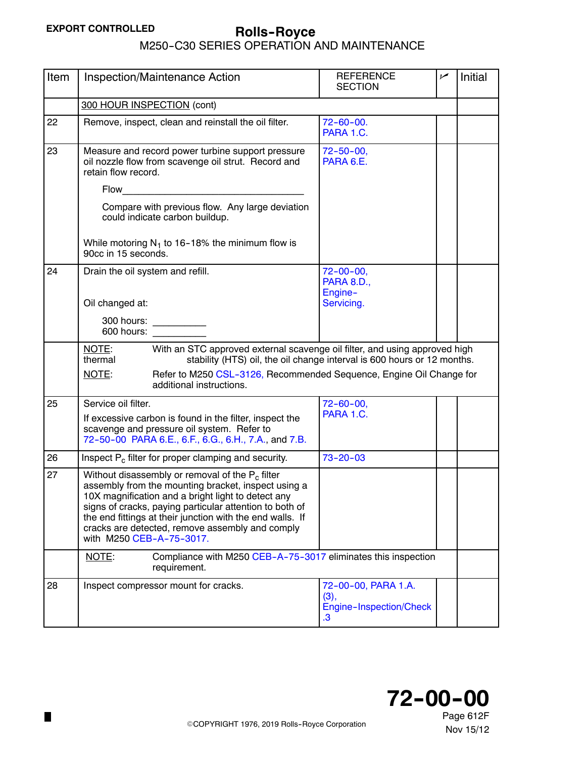| Item | Inspection/Maintenance Action | REFERENCE SECTION | ✓ | Initial |
|---|---|---|---|---|
| | 300 HOUR INSPECTION (cont) | | | |
| 22 | Remove, inspect, clean and reinstall the oil filter. | 72-60-00. PARA 1.C. | | |
| 23 | Measure and record power turbine support pressure oil nozzle flow from scavenge oil strut. Record and retain flow record.<br><br>Flow ____________________<br><br>Compare with previous flow. Any large deviation could indicate carbon buildup.<br><br>While motoring $N_1$ to 16-18% the minimum flow is 90cc in 15 seconds. | 72-50-00, PARA 6.E. | | |
| 24 | Drain the oil system and refill.<br><br>Oil changed at:<br><br>300 hours: __________<br>600 hours: __________ | 72-00-00, PARA 8.D., Engine-Servicing. | | |
| | NOTE: With an STC approved external scavenge oil filter, and using approved high thermal stability (HTS) oil, the oil change interval is 600 hours or 12 months.<br><br>NOTE: Refer to M250 CSL-3126, Recommended Sequence, Engine Oil Change for additional instructions. | | | |
| 25 | Service oil filter.<br><br>If excessive carbon is found in the filter, inspect the scavenge and pressure oil system. Refer to 72-50-00 PARA 6.E., 6.F., 6.G., 6.H., 7.A., and 7.B. | 72-60-00, PARA 1.C. | | |
| 26 | Inspect $P_c$ filter for proper clamping and security. | 73-20-03 | | |
| 27 | Without disassembly or removal of the $P_c$ filter assembly from the mounting bracket, inspect using a 10X magnification and a bright light to detect any signs of cracks, paying particular attention to both of the end fittings at their junction with the end walls. If cracks are detected, remove assembly and comply with M250 CEB-A-75-3017. | | | |
| | NOTE: Compliance with M250 CEB-A-75-3017 eliminates this inspection requirement. | | | |
| 28 | Inspect compressor mount for cracks. | 72-00-00, PARA 1.A. (3), Engine-Inspection/Check .3 | | |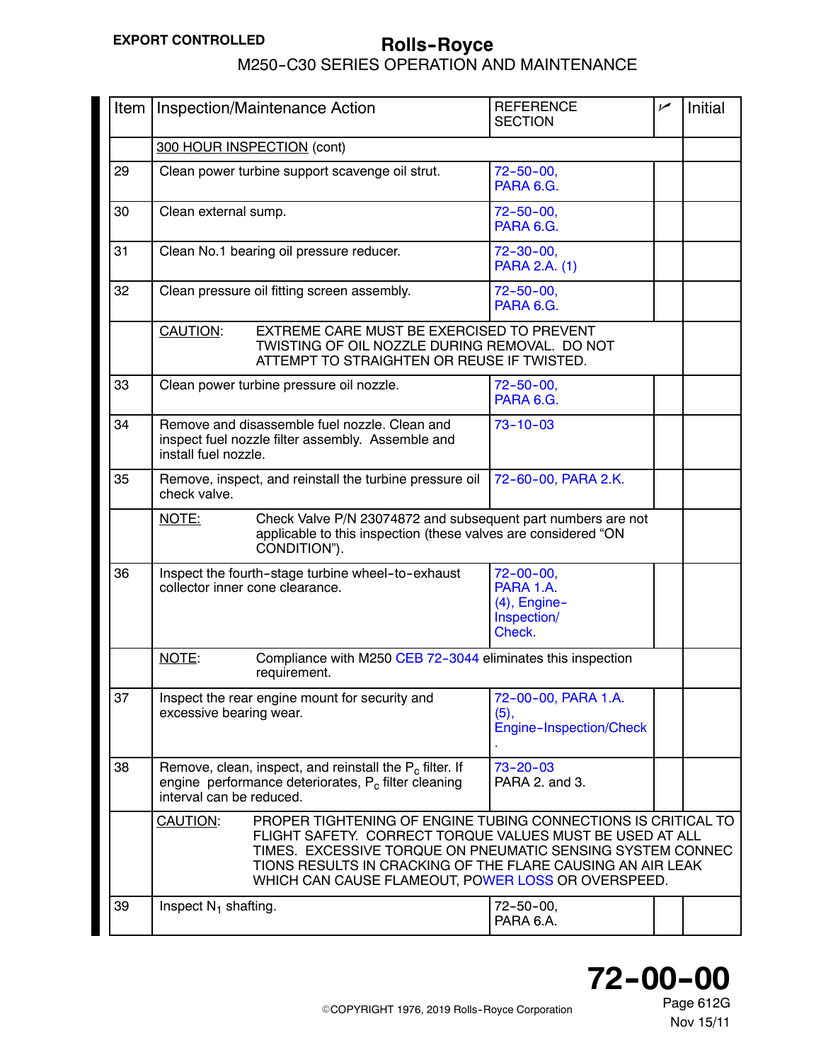| Item | Inspection/Maintenance Action | REFERENCE SECTION | ✓ | Initial |
|---|---|---|---|---|
| | 300 HOUR INSPECTION (cont) | | | |
| 29 | Clean power turbine support scavenge oil strut. | 72-50-00, PARA 6.G. | | |
| 30 | Clean external sump. | 72-50-00, PARA 6.G. | | |
| 31 | Clean No.1 bearing oil pressure reducer. | 72-30-00, PARA 2.A. (1) | | |
| 32 | Clean pressure oil fitting screen assembly. | 72-50-00, PARA 6.G. | | |
| | CAUTION: EXTREME CARE MUST BE EXERCISED TO PREVENT TWISTING OF OIL NOZZLE DURING REMOVAL. DO NOT ATTEMPT TO STRAIGHTEN OR REUSE IF TWISTED. | | | |
| 33 | Clean power turbine pressure oil nozzle. | 72-50-00, PARA 6.G. | | |
| 34 | Remove and disassemble fuel nozzle. Clean and inspect fuel nozzle filter assembly. Assemble and install fuel nozzle. | 73-10-03 | | |
| 35 | Remove, inspect, and reinstall the turbine pressure oil check valve. | 72-60-00, PARA 2.K. | | |
| | NOTE: Check Valve P/N 23074872 and subsequent part numbers are not applicable to this inspection (these valves are considered “ON CONDITION”). | | | |
| 36 | Inspect the fourth-stage turbine wheel-to-exhaust collector inner cone clearance. | 72-00-00, PARA 1.A. (4), Engine-Inspection/Check. | | |
| | NOTE: Compliance with M250 CEB 72-3044 eliminates this inspection requirement. | | | |
| 37 | Inspect the rear engine mount for security and excessive bearing wear. | 72-00-00, PARA 1.A. (5), Engine-Inspection/Check. | | |
| 38 | Remove, clean, inspect, and reinstall the $P_c$ filter. If engine performance deteriorates, $P_c$ filter cleaning interval can be reduced. | 73-20-03 PARA 2. and 3. | | |
| | CAUTION: PROPER TIGHTENING OF ENGINE TUBING CONNECTIONS IS CRITICAL TO FLIGHT SAFETY. CORRECT TORQUE VALUES MUST BE USED AT ALL TIMES. EXCESSIVE TORQUE ON PNEUMATIC SENSING SYSTEM CONNECTIONS RESULTS IN CRACKING OF THE FLARE CAUSING AN AIR LEAK WHICH CAN CAUSE FLAMEOUT, POWER LOSS OR OVERSPEED. | | | |
| 39 | Inspect $N_1$ shafting. | 72-50-00, PARA 6.A. | | |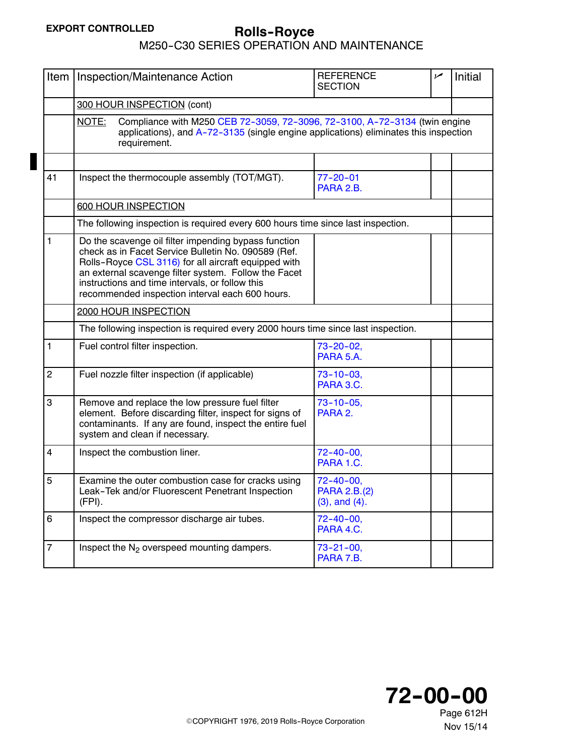| Item | Inspection/Maintenance Action | REFERENCE SECTION | ✓ | Initial |
|---|---|---|---|---|
| | 300 HOUR INSPECTION (cont) | | | |
| | NOTE: Compliance with M250 CEB 72-3059, 72-3096, 72-3100, A-72-3134 (twin engine applications), and A-72-3135 (single engine applications) eliminates this inspection requirement. | | | |
| | | | | |
| 41 | Inspect the thermocouple assembly (TOT/MGT). | 77-20-01 PARA 2.B. | | |
| | 600 HOUR INSPECTION | | | |
| | The following inspection is required every 600 hours time since last inspection. | | | |
| 1 | Do the scavenge oil filter impending bypass function check as in Facet Service Bulletin No. 090589 (Ref. Rolls-Royce CSL 3116) for all aircraft equipped with an external scavenge filter system. Follow the Facet instructions and time intervals, or follow this recommended inspection interval each 600 hours. | | | |
| | 2000 HOUR INSPECTION | | | |
| | The following inspection is required every 2000 hours time since last inspection. | | | |
| 1 | Fuel control filter inspection. | 73-20-02, PARA 5.A. | | |
| 2 | Fuel nozzle filter inspection (if applicable) | 73-10-03, PARA 3.C. | | |
| 3 | Remove and replace the low pressure fuel filter element. Before discarding filter, inspect for signs of contaminants. If any are found, inspect the entire fuel system and clean if necessary. | 73-10-05, PARA 2. | | |
| 4 | Inspect the combustion liner. | 72-40-00, PARA 1.C. | | |
| 5 | Examine the outer combustion case for cracks using Leak-Tek and/or Fluorescent Penetrant Inspection (FPI). | 72-40-00, PARA 2.B.(2) (3), and (4). | | |
| 6 | Inspect the compressor discharge air tubes. | 72-40-00, PARA 4.C. | | |
| 7 | Inspect the $N_2$ overspeed mounting dampers. | 73-21-00, PARA 7.B. | | |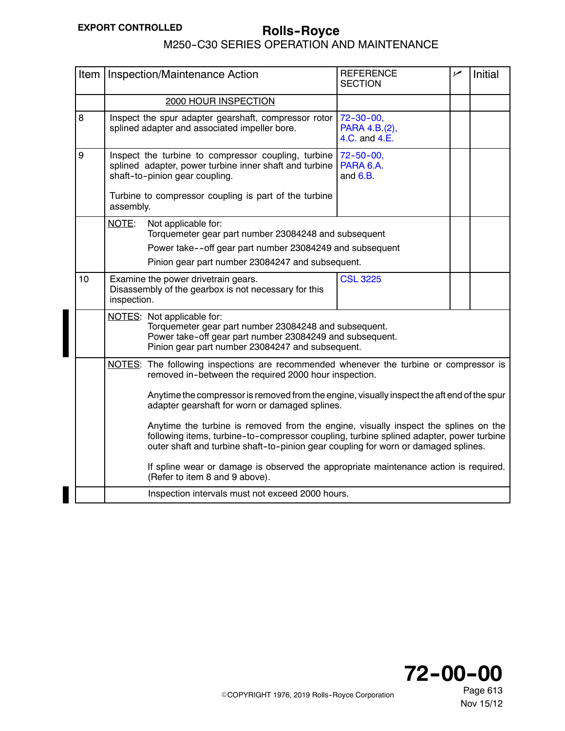| Item | Inspection/Maintenance Action | REFERENCE SECTION | ✓ | Initial |
|---|---|---|---|---|
| | 2000 HOUR INSPECTION | | | |
| 8 | Inspect the spur adapter gearshaft, compressor rotor splined adapter and associated impeller bore. | 72-30-00, PARA 4.B.(2), 4.C. and 4.E. | | |
| 9 | Inspect the turbine to compressor coupling, turbine splined adapter, power turbine inner shaft and turbine shaft-to-pinion gear coupling.<br><br>Turbine to compressor coupling is part of the turbine assembly. | 72-50-00, PARA 6.A. and 6.B. | | |
| | NOTE: Not applicable for:<br>Torquemeter gear part number 23084248 and subsequent<br>Power take--off gear part number 23084249 and subsequent<br>Pinion gear part number 23084247 and subsequent. | | | |
| 10 | Examine the power drivetrain gears.<br>Disassembly of the gearbox is not necessary for this inspection. | CSL 3225 | | |
| | NOTES: Not applicable for:<br>Torquemeter gear part number 23084248 and subsequent.<br>Power take-off gear part number 23084249 and subsequent.<br>Pinion gear part number 23084247 and subsequent. | | | |
| | NOTES: The following inspections are recommended whenever the turbine or compressor is removed in-between the required 2000 hour inspection.<br><br>Anytime the compressor is removed from the engine, visually inspect the aft end of the spur adapter gearshaft for worn or damaged splines.<br><br>Anytime the turbine is removed from the engine, visually inspect the splines on the following items, turbine-to-compressor coupling, turbine splined adapter, power turbine outer shaft and turbine shaft-to-pinion gear coupling for worn or damaged splines.<br><br>If spline wear or damage is observed the appropriate maintenance action is required. (Refer to item 8 and 9 above). | | | |
| | Inspection intervals must not exceed 2000 hours. | | | |